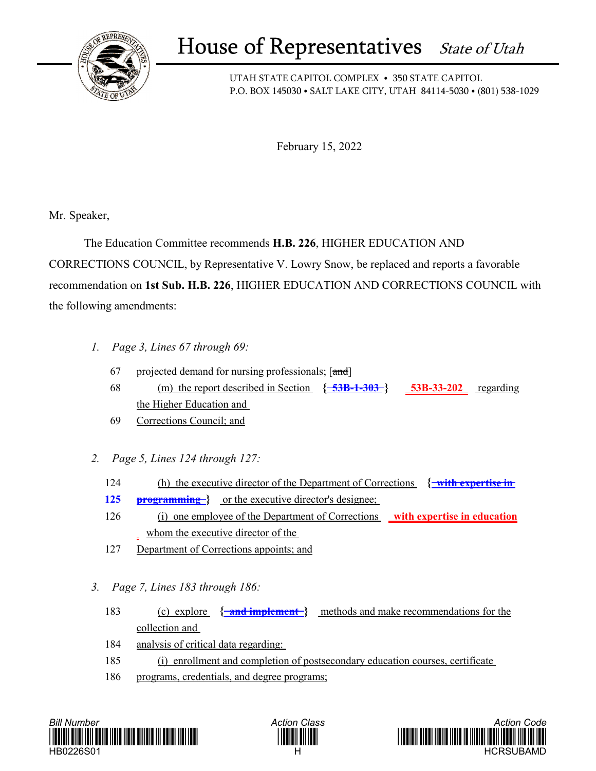# House of Representatives *State of Utah*

UTAH STATE CAPITOL COMPLEX • 350 STATE CAPITOL
P.O. BOX 145030 • SALT LAKE CITY, UTAH 84114-5030 • (801) 538-1029

February 15, 2022

Mr. Speaker,

The Education Committee recommends **H.B. 226**, HIGHER EDUCATION AND CORRECTIONS COUNCIL, by Representative V. Lowry Snow, be replaced and reports a favorable recommendation on **1st Sub. H.B. 226**, HIGHER EDUCATION AND CORRECTIONS COUNCIL with the following amendments:

1. *Page 3, Lines 67 through 69:*

    67 projected demand for nursing professionals; [~~and~~]
    68 (m) the report described in Section {~~53B-1-303~~} **53B-33-202** regarding the Higher Education and
    69 Corrections Council; and

2. *Page 5, Lines 124 through 127:*

    124 (h) the executive director of the Department of Corrections {~~with expertise in~~
    **125** ~~programming~~} or the executive director's designee;
    126 (i) one employee of the Department of Corrections **with expertise in education** whom the executive director of the
    127 Department of Corrections appoints; and

3. *Page 7, Lines 183 through 186:*

    183 (c) explore {~~and implement~~} methods and make recommendations for the collection and
    184 analysis of critical data regarding:
    185 (i) enrollment and completion of postsecondary education courses, certificate
    186 programs, credentials, and degree programs;

Bill Number: HB0226S01 | Action Class: H | Action Code: HCRSUBAMD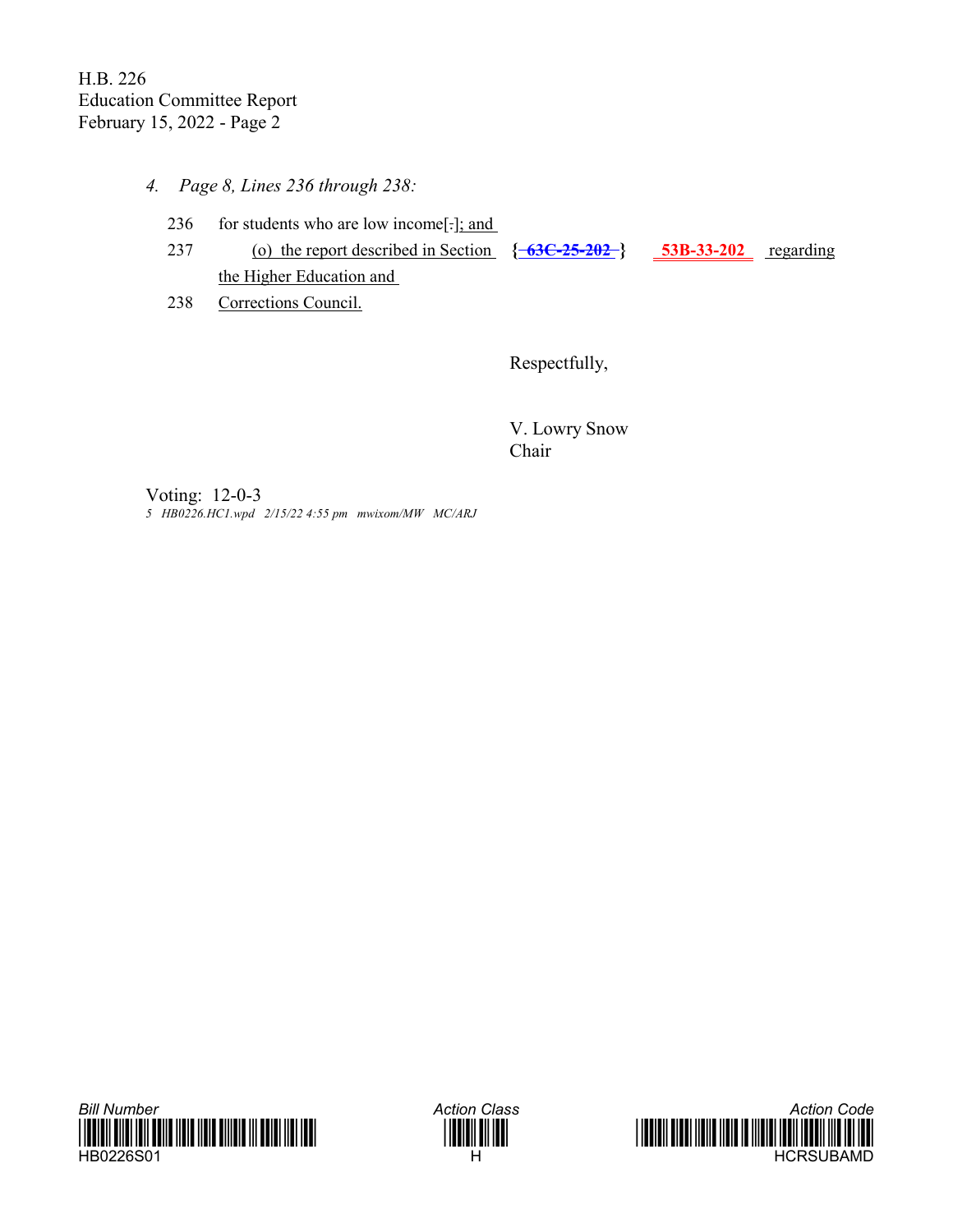4. *Page 8, Lines 236 through 238:*

236 for students who are low income[.]; and

237 (o) the report described in Section {~~63C-25-202~~} 53B-33-202 regarding the Higher Education and

238 Corrections Council.

Respectfully,

V. Lowry Snow
Chair

Voting: 12-0-3

*5 HB0226.HC1.wpd 2/15/22 4:55 pm mwixom/MW MC/ARJ*

*Bill Number*
HB0226S01

*Action Class*
H

*Action Code*
HCRSUBAMD